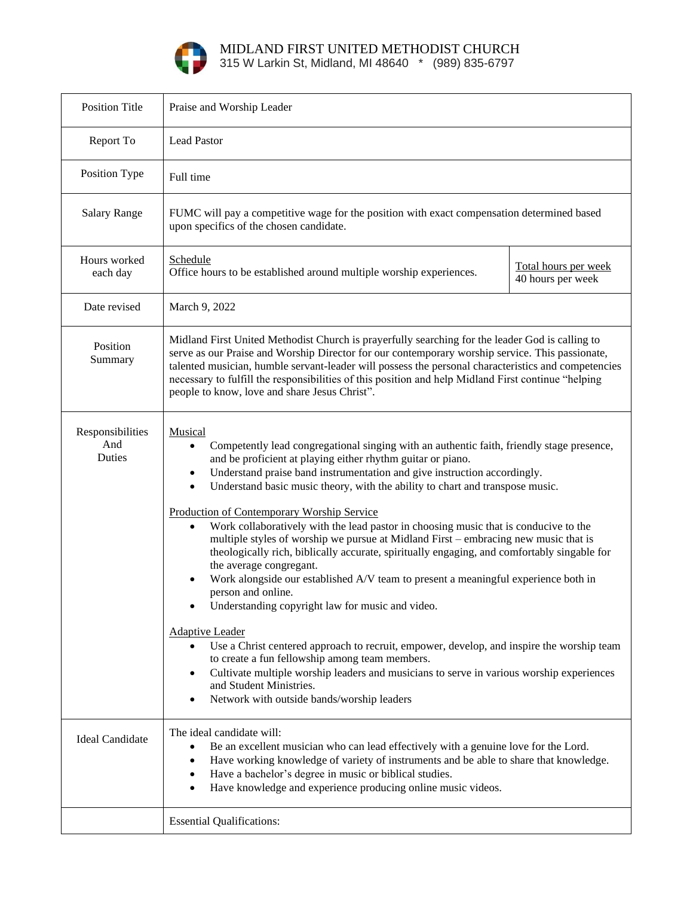MIDLAND FIRST UNITED METHODIST CHURCH
315 W Larkin St, Midland, MI 48640 * (989) 835-6797

| | | |
|---|---|---|
| Position Title | Praise and Worship Leader | |
| Report To | Lead Pastor | |
| Position Type | Full time | |
| Salary Range | FUMC will pay a competitive wage for the position with exact compensation determined based upon specifics of the chosen candidate. | |
| Hours worked each day | Schedule<br>Office hours to be established around multiple worship experiences. | Total hours per week<br>40 hours per week |
| Date revised | March 9, 2022 | |
| Position Summary | Midland First United Methodist Church is prayerfully searching for the leader God is calling to serve as our Praise and Worship Director for our contemporary worship service. This passionate, talented musician, humble servant-leader will possess the personal characteristics and competencies necessary to fulfill the responsibilities of this position and help Midland First continue "helping people to know, love and share Jesus Christ". | |
| Responsibilities And Duties | Musical<br>• Competently lead congregational singing with an authentic faith, friendly stage presence, and be proficient at playing either rhythm guitar or piano.<br>• Understand praise band instrumentation and give instruction accordingly.<br>• Understand basic music theory, with the ability to chart and transpose music.<br><br>Production of Contemporary Worship Service<br>• Work collaboratively with the lead pastor in choosing music that is conducive to the multiple styles of worship we pursue at Midland First – embracing new music that is theologically rich, biblically accurate, spiritually engaging, and comfortably singable for the average congregant.<br>• Work alongside our established A/V team to present a meaningful experience both in person and online.<br>• Understanding copyright law for music and video.<br><br>Adaptive Leader<br>• Use a Christ centered approach to recruit, empower, develop, and inspire the worship team to create a fun fellowship among team members.<br>• Cultivate multiple worship leaders and musicians to serve in various worship experiences and Student Ministries.<br>• Network with outside bands/worship leaders | |
| Ideal Candidate | The ideal candidate will:<br>• Be an excellent musician who can lead effectively with a genuine love for the Lord.<br>• Have working knowledge of variety of instruments and be able to share that knowledge.<br>• Have a bachelor's degree in music or biblical studies.<br>• Have knowledge and experience producing online music videos. | |
| | Essential Qualifications: | |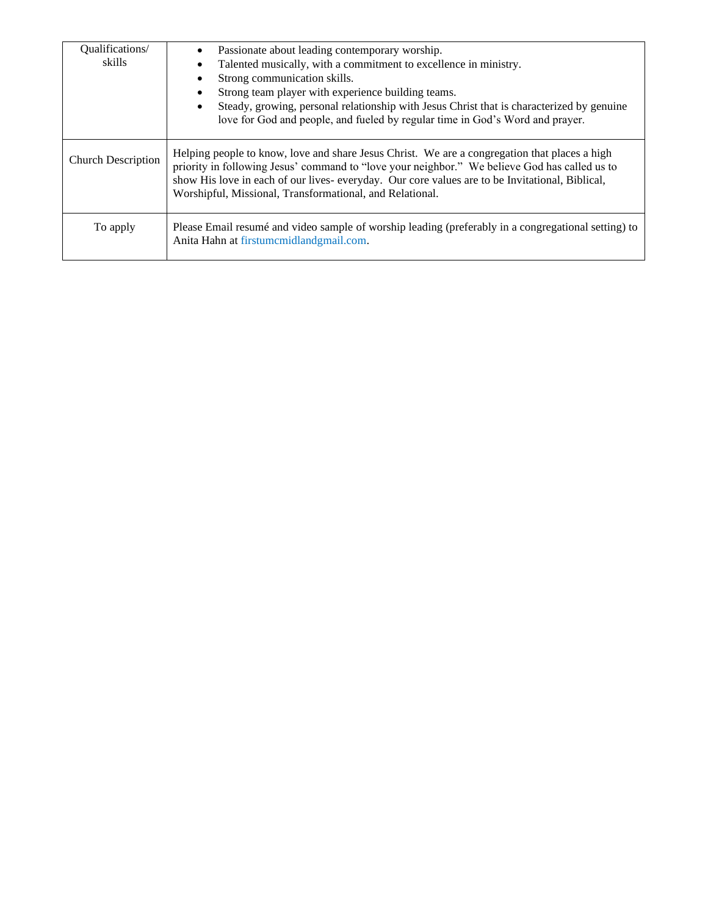| | |
|---|---|
| Qualifications/ skills | • Passionate about leading contemporary worship.<br>• Talented musically, with a commitment to excellence in ministry.<br>• Strong communication skills.<br>• Strong team player with experience building teams.<br>• Steady, growing, personal relationship with Jesus Christ that is characterized by genuine love for God and people, and fueled by regular time in God's Word and prayer. |
| Church Description | Helping people to know, love and share Jesus Christ. We are a congregation that places a high priority in following Jesus' command to "love your neighbor." We believe God has called us to show His love in each of our lives- everyday. Our core values are to be Invitational, Biblical, Worshipful, Missional, Transformational, and Relational. |
| To apply | Please Email resumé and video sample of worship leading (preferably in a congregational setting) to Anita Hahn at firstumcmidlandgmail.com. |